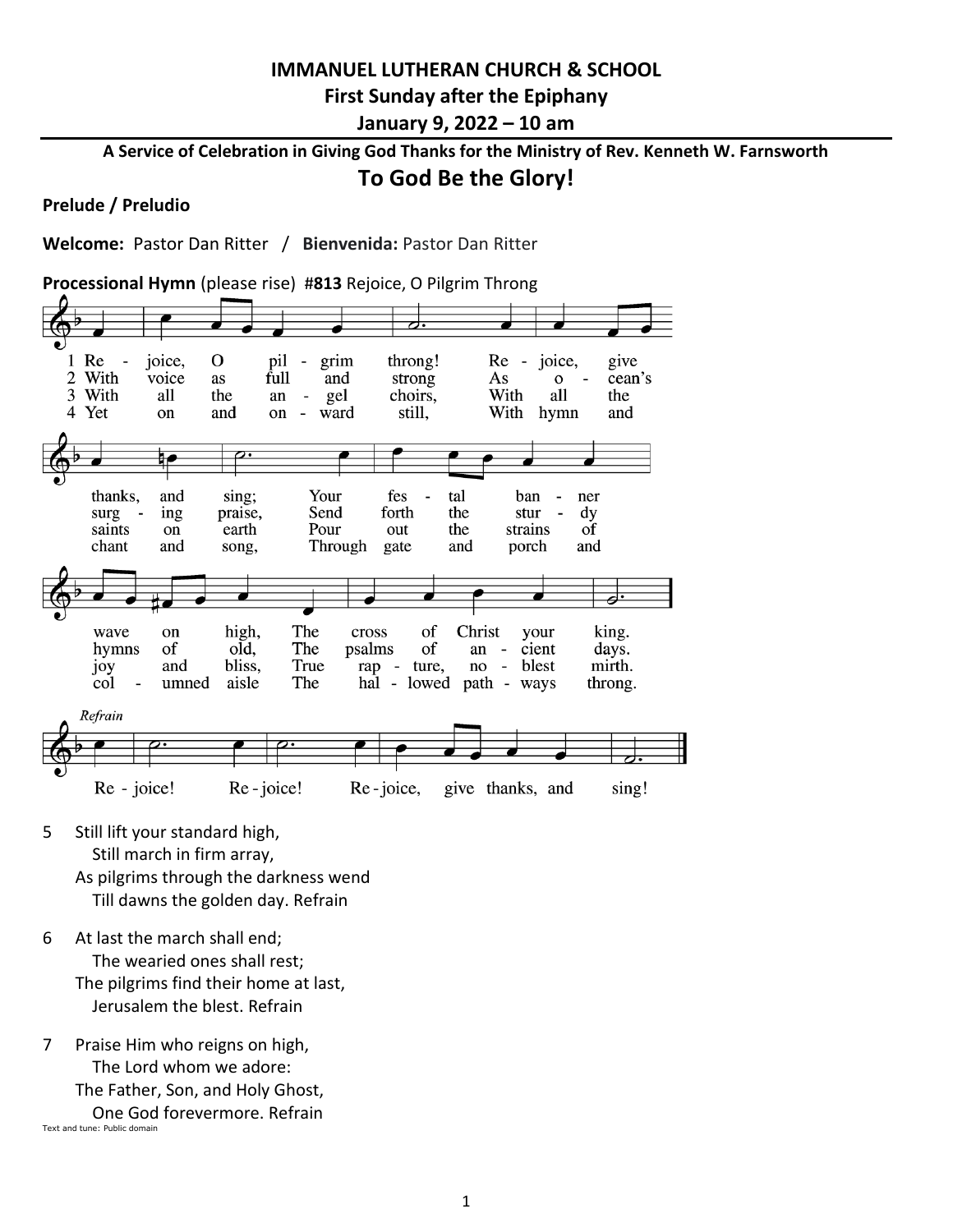**IMMANUEL LUTHERAN CHURCH & SCHOOL**

**First Sunday after the Epiphany**

**January 9, 2022 – 10 am**

**A Service of Celebration in Giving God Thanks for the Ministry of Rev. Kenneth W. Farnsworth**

## To God Be the Glory!

**Prelude / Preludio**

**Welcome:** Pastor Dan Ritter / **Bienvenida:** Pastor Dan Ritter

**Processional Hymn** (please rise) #**813** Rejoice, O Pilgrim Throng

1 Rejoice, O pilgrim throng! Rejoice, give thanks, and sing; Your festal banner wave on high, The cross of Christ your king.

2 With voice as full and strong As ocean's surging praise, Send forth the sturdy hymns of old, The psalms of ancient days.

3 With all the angel choirs, With all the saints on earth Pour out the strains of joy and bliss, True rapture, noblest mirth.

4 Yet on and onward still, With hymn and chant and song, Through gate and porch and columned aisle The hallowed pathways throng.

*Refrain*

Rejoice! Rejoice! Rejoice, give thanks, and sing!

5 Still lift your standard high,
  Still march in firm array,
As pilgrims through the darkness wend
  Till dawns the golden day. Refrain

6 At last the march shall end;
  The wearied ones shall rest;
The pilgrims find their home at last,
  Jerusalem the blest. Refrain

7 Praise Him who reigns on high,
  The Lord whom we adore:
The Father, Son, and Holy Ghost,
  One God forevermore. Refrain

Text and tune: Public domain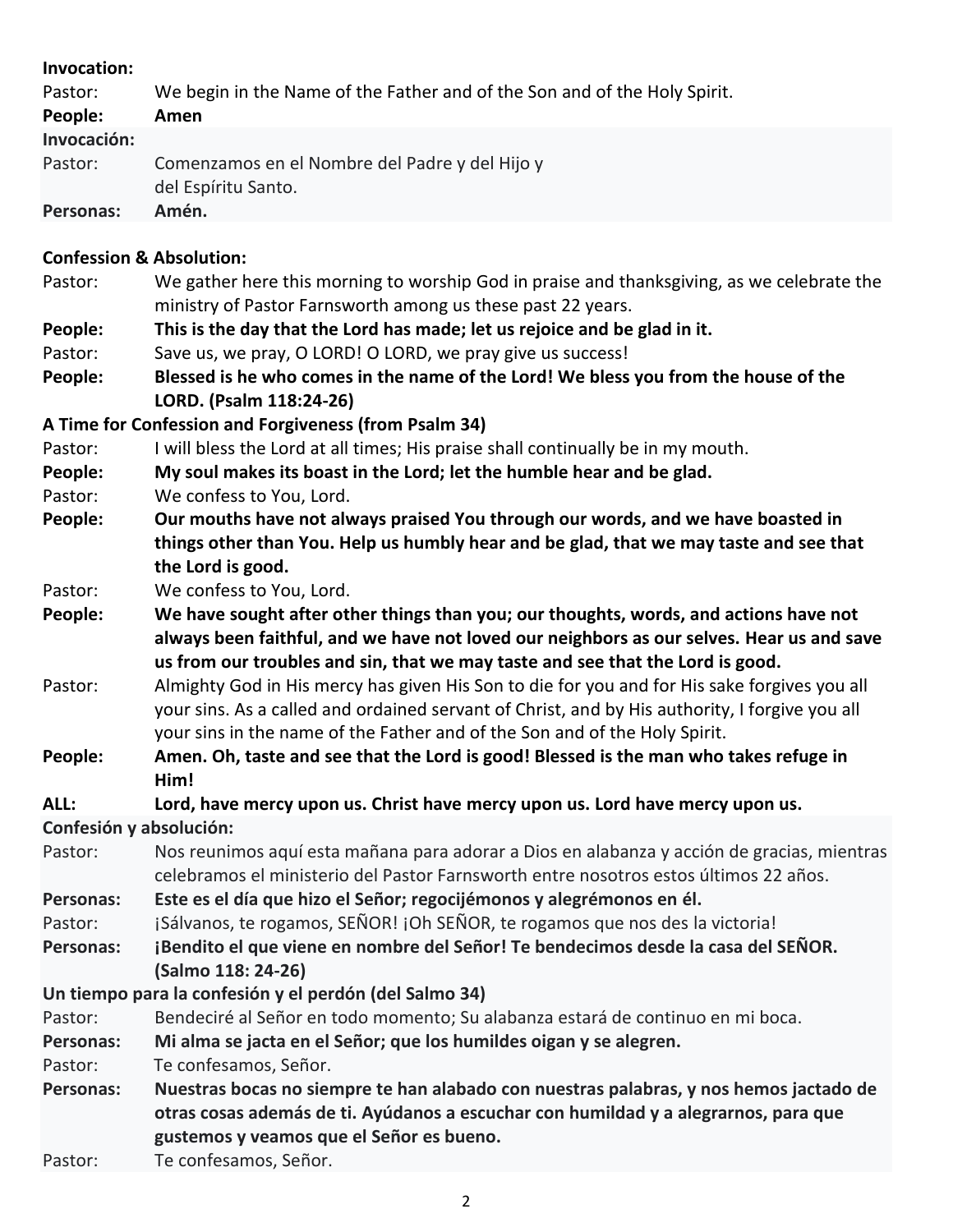**Invocation:**

Pastor: We begin in the Name of the Father and of the Son and of the Holy Spirit.

**People: Amen**

**Invocación:**

Pastor: Comenzamos en el Nombre del Padre y del Hijo y del Espíritu Santo.

**Personas: Amén.**

**Confession & Absolution:**

Pastor: We gather here this morning to worship God in praise and thanksgiving, as we celebrate the ministry of Pastor Farnsworth among us these past 22 years.

**People: This is the day that the Lord has made; let us rejoice and be glad in it.**

Pastor: Save us, we pray, O LORD! O LORD, we pray give us success!

**People: Blessed is he who comes in the name of the Lord! We bless you from the house of the LORD. (Psalm 118:24-26)**

**A Time for Confession and Forgiveness (from Psalm 34)**

Pastor: I will bless the Lord at all times; His praise shall continually be in my mouth.

**People: My soul makes its boast in the Lord; let the humble hear and be glad.**

Pastor: We confess to You, Lord.

**People: Our mouths have not always praised You through our words, and we have boasted in things other than You. Help us humbly hear and be glad, that we may taste and see that the Lord is good.**

Pastor: We confess to You, Lord.

**People: We have sought after other things than you; our thoughts, words, and actions have not always been faithful, and we have not loved our neighbors as our selves. Hear us and save us from our troubles and sin, that we may taste and see that the Lord is good.**

Pastor: Almighty God in His mercy has given His Son to die for you and for His sake forgives you all your sins. As a called and ordained servant of Christ, and by His authority, I forgive you all your sins in the name of the Father and of the Son and of the Holy Spirit.

**People: Amen. Oh, taste and see that the Lord is good! Blessed is the man who takes refuge in Him!**

**ALL: Lord, have mercy upon us. Christ have mercy upon us. Lord have mercy upon us.**

**Confesión y absolución:**

Pastor: Nos reunimos aquí esta mañana para adorar a Dios en alabanza y acción de gracias, mientras celebramos el ministerio del Pastor Farnsworth entre nosotros estos últimos 22 años.

**Personas: Este es el día que hizo el Señor; regocijémonos y alegrémonos en él.**

Pastor: ¡Sálvanos, te rogamos, SEÑOR! ¡Oh SEÑOR, te rogamos que nos des la victoria!

**Personas: ¡Bendito el que viene en nombre del Señor! Te bendecimos desde la casa del SEÑOR. (Salmo 118: 24-26)**

**Un tiempo para la confesión y el perdón (del Salmo 34)**

Pastor: Bendeciré al Señor en todo momento; Su alabanza estará de continuo en mi boca.

**Personas: Mi alma se jacta en el Señor; que los humildes oigan y se alegren.**

Pastor: Te confesamos, Señor.

**Personas: Nuestras bocas no siempre te han alabado con nuestras palabras, y nos hemos jactado de otras cosas además de ti. Ayúdanos a escuchar con humildad y a alegrarnos, para que gustemos y veamos que el Señor es bueno.**

Pastor: Te confesamos, Señor.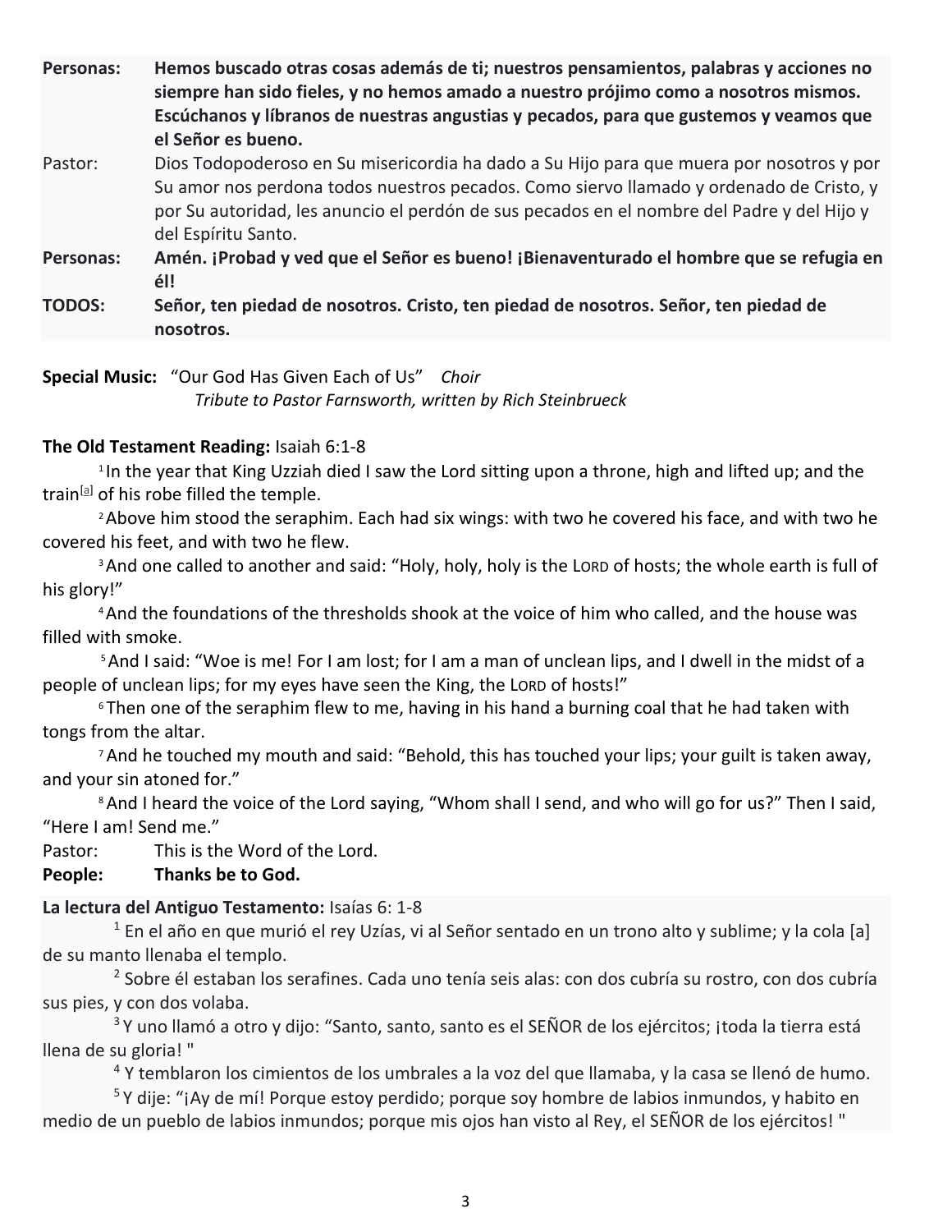| | |
|---|---|
| **Personas:** | **Hemos buscado otras cosas además de ti; nuestros pensamientos, palabras y acciones no siempre han sido fieles, y no hemos amado a nuestro prójimo como a nosotros mismos. Escúchanos y líbranos de nuestras angustias y pecados, para que gustemos y veamos que el Señor es bueno.** |
| Pastor: | Dios Todopoderoso en Su misericordia ha dado a Su Hijo para que muera por nosotros y por Su amor nos perdona todos nuestros pecados. Como siervo llamado y ordenado de Cristo, y por Su autoridad, les anuncio el perdón de sus pecados en el nombre del Padre y del Hijo y del Espíritu Santo. |
| **Personas:** | **Amén. ¡Probad y ved que el Señor es bueno! ¡Bienaventurado el hombre que se refugia en él!** |
| **TODOS:** | **Señor, ten piedad de nosotros. Cristo, ten piedad de nosotros. Señor, ten piedad de nosotros.** |

**Special Music:** "Our God Has Given Each of Us" *Choir*
*Tribute to Pastor Farnsworth, written by Rich Steinbrueck*

**The Old Testament Reading:** Isaiah 6:1-8

[1] In the year that King Uzziah died I saw the Lord sitting upon a throne, high and lifted up; and the train[a] of his robe filled the temple.

[2] Above him stood the seraphim. Each had six wings: with two he covered his face, and with two he covered his feet, and with two he flew.

[3] And one called to another and said: "Holy, holy, holy is the LORD of hosts; the whole earth is full of his glory!"

[4] And the foundations of the thresholds shook at the voice of him who called, and the house was filled with smoke.

[5] And I said: "Woe is me! For I am lost; for I am a man of unclean lips, and I dwell in the midst of a people of unclean lips; for my eyes have seen the King, the LORD of hosts!"

[6] Then one of the seraphim flew to me, having in his hand a burning coal that he had taken with tongs from the altar.

[7] And he touched my mouth and said: "Behold, this has touched your lips; your guilt is taken away, and your sin atoned for."

[8] And I heard the voice of the Lord saying, "Whom shall I send, and who will go for us?" Then I said, "Here I am! Send me."

Pastor: This is the Word of the Lord.
**People: Thanks be to God.**

**La lectura del Antiguo Testamento:** Isaías 6: 1-8

[1] En el año en que murió el rey Uzías, vi al Señor sentado en un trono alto y sublime; y la cola [a] de su manto llenaba el templo.

[2] Sobre él estaban los serafines. Cada uno tenía seis alas: con dos cubría su rostro, con dos cubría sus pies, y con dos volaba.

[3] Y uno llamó a otro y dijo: "Santo, santo, santo es el SEÑOR de los ejércitos; ¡toda la tierra está llena de su gloria! "

[4] Y temblaron los cimientos de los umbrales a la voz del que llamaba, y la casa se llenó de humo.

[5] Y dije: "¡Ay de mí! Porque estoy perdido; porque soy hombre de labios inmundos, y habito en medio de un pueblo de labios inmundos; porque mis ojos han visto al Rey, el SEÑOR de los ejércitos! "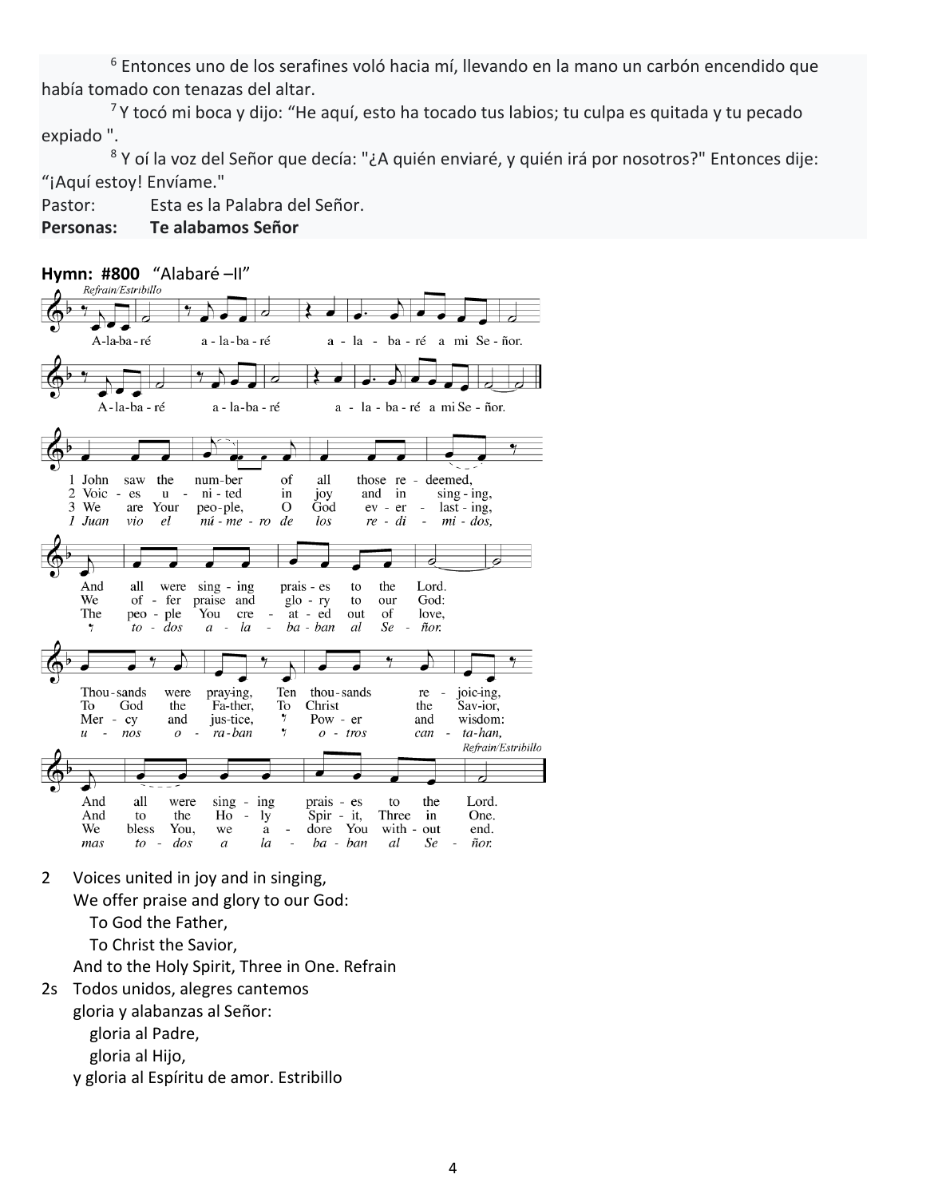[6] Entonces uno de los serafines voló hacia mí, llevando en la mano un carbón encendido que había tomado con tenazas del altar.

[7] Y tocó mi boca y dijo: "He aquí, esto ha tocado tus labios; tu culpa es quitada y tu pecado expiado ".

[8] Y oí la voz del Señor que decía: "¿A quién enviaré, y quién irá por nosotros?" Entonces dije: "¡Aquí estoy! Envíame."

Pastor: Esta es la Palabra del Señor.

**Personas: Te alabamos Señor**

**Hymn: #800** "Alabaré –II"

2 Voices united in joy and in singing,
We offer praise and glory to our God:
To God the Father,
To Christ the Savior,
And to the Holy Spirit, Three in One. Refrain

2s Todos unidos, alegres cantemos
gloria y alabanzas al Señor:
gloria al Padre,
gloria al Hijo,
y gloria al Espíritu de amor. Estribillo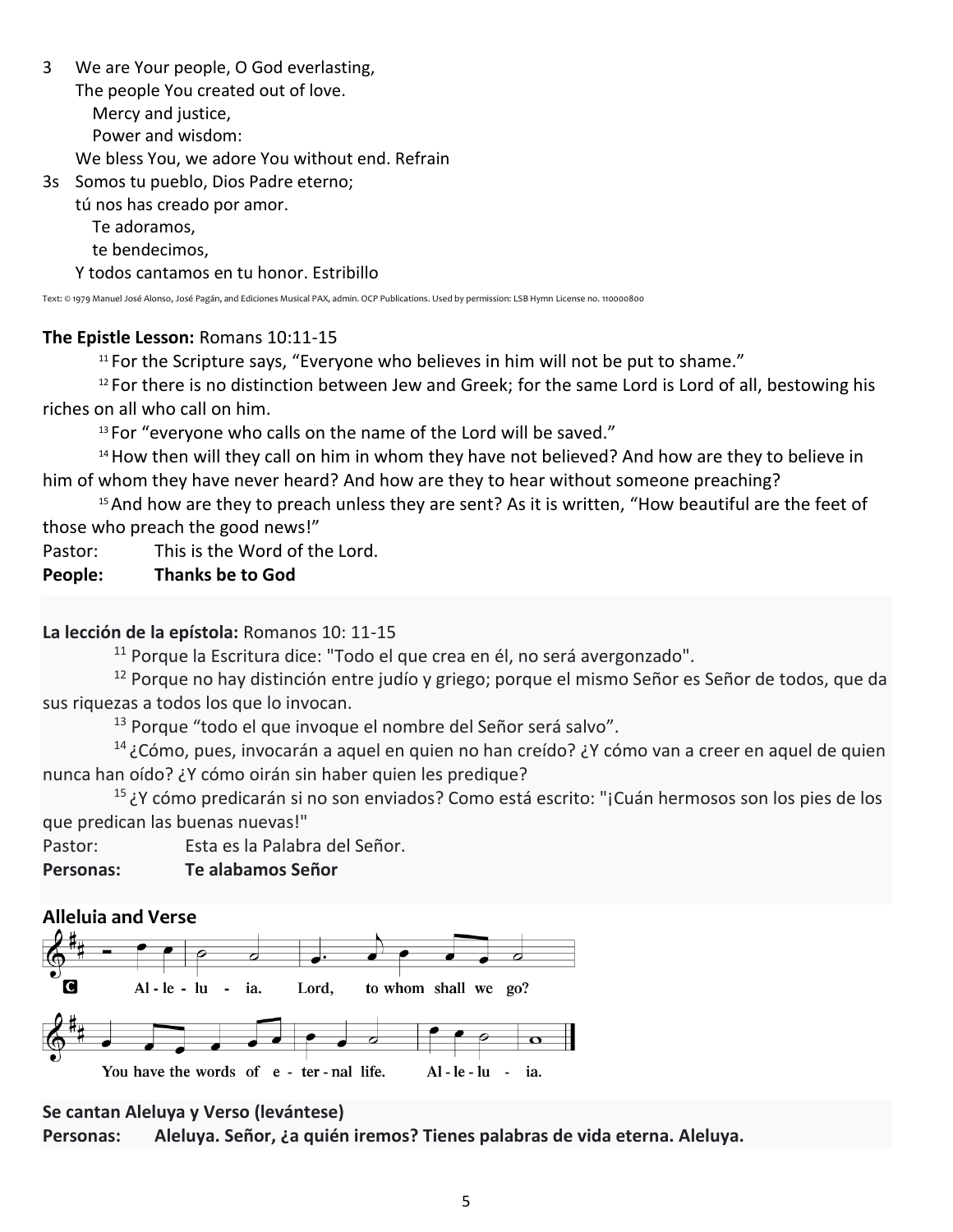3 We are Your people, O God everlasting,
The people You created out of love.
Mercy and justice,
Power and wisdom:
We bless You, we adore You without end. Refrain

3s Somos tu pueblo, Dios Padre eterno;
tú nos has creado por amor.
Te adoramos,
te bendecimos,
Y todos cantamos en tu honor. Estribillo

Text: © 1979 Manuel José Alonso, José Pagán, and Ediciones Musical PAX, admin. OCP Publications. Used by permission: LSB Hymn License no. 110000800

**The Epistle Lesson:** Romans 10:11-15

[11] For the Scripture says, "Everyone who believes in him will not be put to shame."

[12] For there is no distinction between Jew and Greek; for the same Lord is Lord of all, bestowing his riches on all who call on him.

[13] For "everyone who calls on the name of the Lord will be saved."

[14] How then will they call on him in whom they have not believed? And how are they to believe in him of whom they have never heard? And how are they to hear without someone preaching?

[15] And how are they to preach unless they are sent? As it is written, "How beautiful are the feet of those who preach the good news!"

Pastor: This is the Word of the Lord.
**People: Thanks be to God**

**La lección de la epístola:** Romanos 10: 11-15

[11] Porque la Escritura dice: "Todo el que crea en él, no será avergonzado".

[12] Porque no hay distinción entre judío y griego; porque el mismo Señor es Señor de todos, que da sus riquezas a todos los que lo invocan.

[13] Porque "todo el que invoque el nombre del Señor será salvo".

[14] ¿Cómo, pues, invocarán a aquel en quien no han creído? ¿Y cómo van a creer en aquel de quien nunca han oído? ¿Y cómo oirán sin haber quien les predique?

[15] ¿Y cómo predicarán si no son enviados? Como está escrito: "¡Cuán hermosos son los pies de los que predican las buenas nuevas!"

Pastor: Esta es la Palabra del Señor.
**Personas: Te alabamos Señor**

**Alleluia and Verse**

C Al-le-lu-ia. Lord, to whom shall we go? You have the words of e-ter-nal life. Al-le-lu-ia.

**Se cantan Aleluya y Verso (levántese)**
**Personas: Aleluya. Señor, ¿a quién iremos? Tienes palabras de vida eterna. Aleluya.**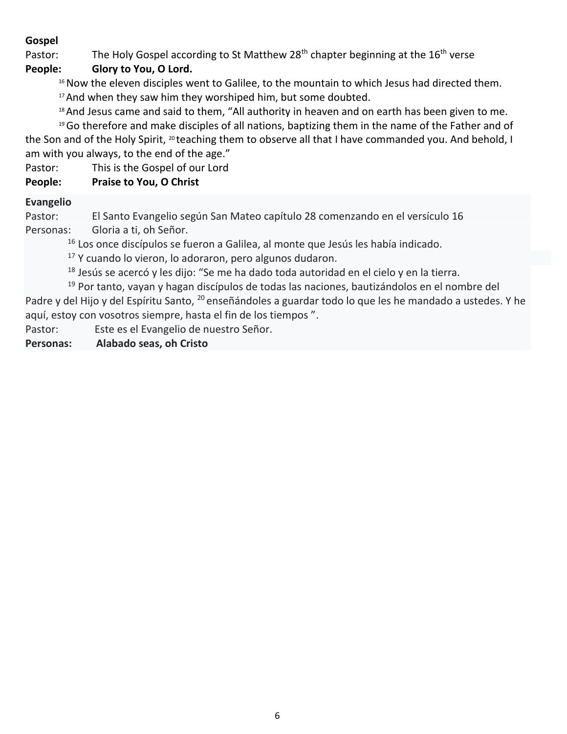**Gospel**

Pastor: The Holy Gospel according to St Matthew 28th chapter beginning at the 16th verse

**People: Glory to You, O Lord.**

[16] Now the eleven disciples went to Galilee, to the mountain to which Jesus had directed them.

[17] And when they saw him they worshiped him, but some doubted.

[18] And Jesus came and said to them, "All authority in heaven and on earth has been given to me.

[19] Go therefore and make disciples of all nations, baptizing them in the name of the Father and of the Son and of the Holy Spirit, [20] teaching them to observe all that I have commanded you. And behold, I am with you always, to the end of the age."

Pastor: This is the Gospel of our Lord

**People: Praise to You, O Christ**

**Evangelio**

Pastor: El Santo Evangelio según San Mateo capítulo 28 comenzando en el versículo 16

Personas: Gloria a ti, oh Señor.

[16] Los once discípulos se fueron a Galilea, al monte que Jesús les había indicado.

[17] Y cuando lo vieron, lo adoraron, pero algunos dudaron.

[18] Jesús se acercó y les dijo: "Se me ha dado toda autoridad en el cielo y en la tierra.

[19] Por tanto, vayan y hagan discípulos de todas las naciones, bautizándolos en el nombre del Padre y del Hijo y del Espíritu Santo, [20] enseñándoles a guardar todo lo que les he mandado a ustedes. Y he aquí, estoy con vosotros siempre, hasta el fin de los tiempos ".

Pastor: Este es el Evangelio de nuestro Señor.

**Personas: Alabado seas, oh Cristo**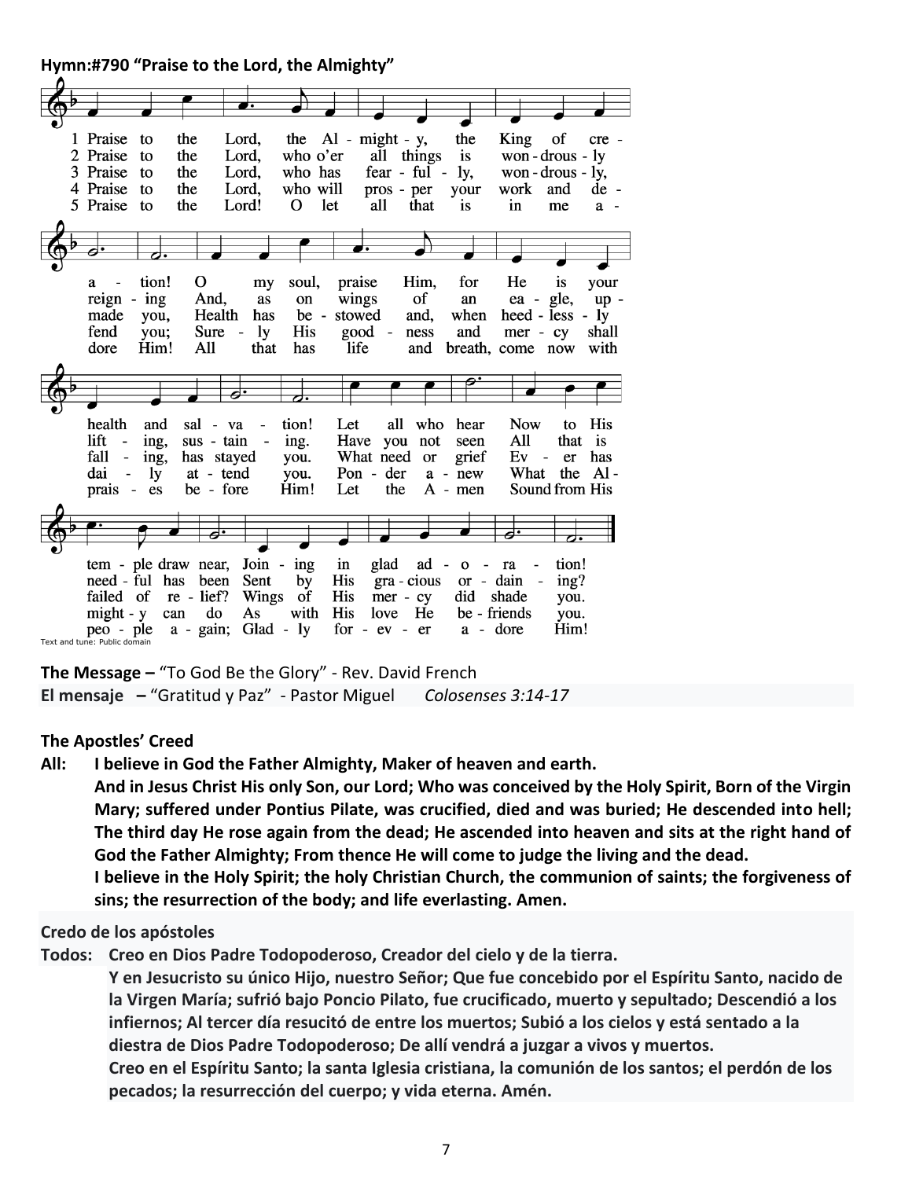**Hymn:#790 "Praise to the Lord, the Almighty"**

1 Praise to the Lord, the Almighty, the King of creation! O my soul, praise Him, for He is your health and salvation! Let all who hear Now to His temple draw near, Joining in glad adoration!

2 Praise to the Lord, who o'er all things is wondrously reigning And, as on wings of an eagle, uplifting, sustaining. Have you not seen All that is needful has been Sent by His gracious ordaining?

3 Praise to the Lord, who has fearfully, wondrously, made you, Health has bestowed and, when heedlessly falling, has stayed you. What need or grief Ever has failed of relief? Wings of His mercy did shade you.

4 Praise to the Lord, who will prosper your work and defend you; Surely His goodness and mercy shall daily attend you. Ponder anew What the Almighty can do As with His love He befriends you.

5 Praise to the Lord! O let all that is in me adore Him! All that has life and breath, come now with praises before Him! Let the Amen Sound from His people again; Gladly for ever adore Him!

Text and tune: Public domain

**The Message –** "To God Be the Glory" - Rev. David French

**El mensaje –** "Gratitud y Paz" - Pastor Miguel *Colosenses 3:14-17*

**The Apostles' Creed**

**All: I believe in God the Father Almighty, Maker of heaven and earth.**

**And in Jesus Christ His only Son, our Lord; Who was conceived by the Holy Spirit, Born of the Virgin Mary; suffered under Pontius Pilate, was crucified, died and was buried; He descended into hell; The third day He rose again from the dead; He ascended into heaven and sits at the right hand of God the Father Almighty; From thence He will come to judge the living and the dead.**

**I believe in the Holy Spirit; the holy Christian Church, the communion of saints; the forgiveness of sins; the resurrection of the body; and life everlasting. Amen.**

**Credo de los apóstoles**

**Todos: Creo en Dios Padre Todopoderoso, Creador del cielo y de la tierra.**

**Y en Jesucristo su único Hijo, nuestro Señor; Que fue concebido por el Espíritu Santo, nacido de la Virgen María; sufrió bajo Poncio Pilato, fue crucificado, muerto y sepultado; Descendió a los infiernos; Al tercer día resucitó de entre los muertos; Subió a los cielos y está sentado a la diestra de Dios Padre Todopoderoso; De allí vendrá a juzgar a vivos y muertos.**

**Creo en el Espíritu Santo; la santa Iglesia cristiana, la comunión de los santos; el perdón de los pecados; la resurrección del cuerpo; y vida eterna. Amén.**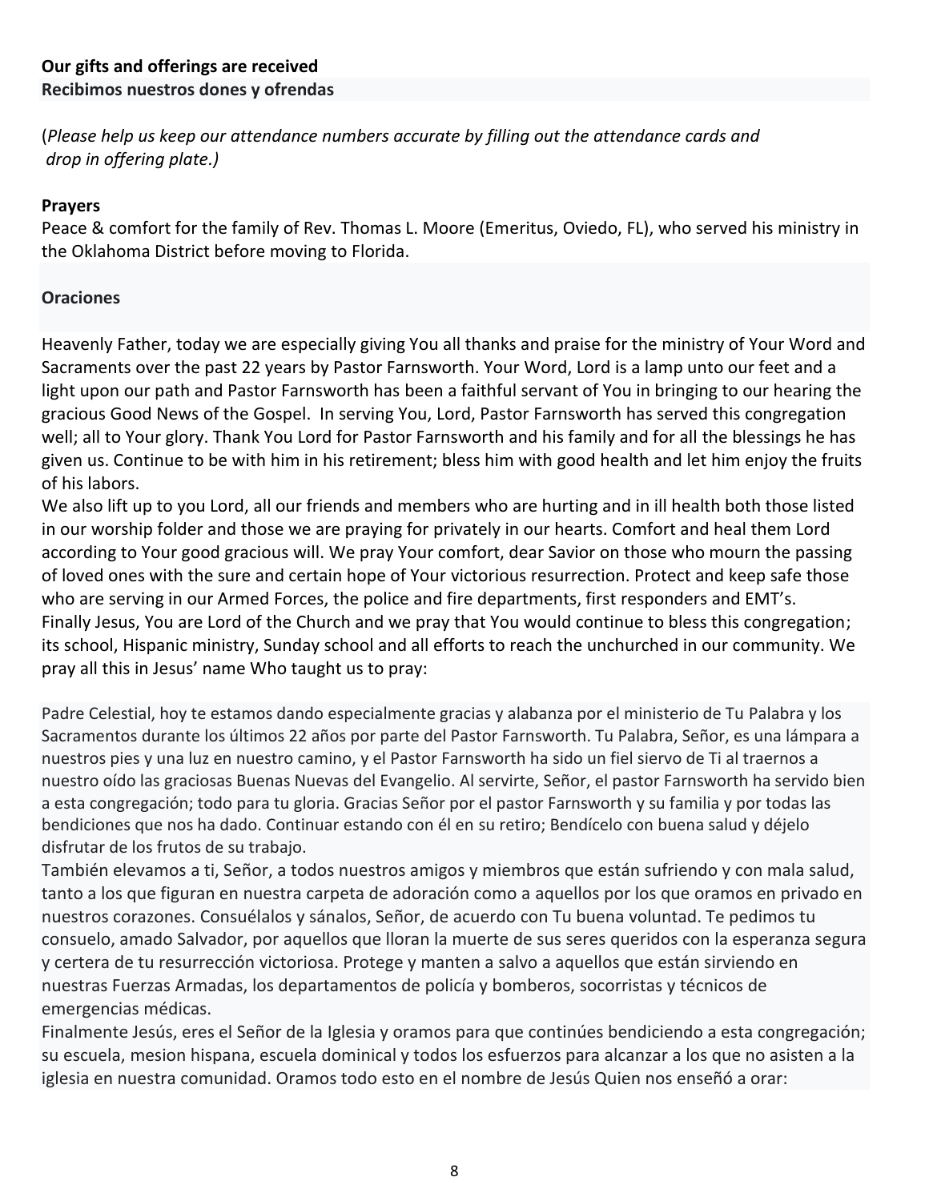**Our gifts and offerings are received**
**Recibimos nuestros dones y ofrendas**

(*Please help us keep our attendance numbers accurate by filling out the attendance cards and drop in offering plate.)*

**Prayers**
Peace & comfort for the family of Rev. Thomas L. Moore (Emeritus, Oviedo, FL), who served his ministry in the Oklahoma District before moving to Florida.

**Oraciones**

Heavenly Father, today we are especially giving You all thanks and praise for the ministry of Your Word and Sacraments over the past 22 years by Pastor Farnsworth. Your Word, Lord is a lamp unto our feet and a light upon our path and Pastor Farnsworth has been a faithful servant of You in bringing to our hearing the gracious Good News of the Gospel. In serving You, Lord, Pastor Farnsworth has served this congregation well; all to Your glory. Thank You Lord for Pastor Farnsworth and his family and for all the blessings he has given us. Continue to be with him in his retirement; bless him with good health and let him enjoy the fruits of his labors.
We also lift up to you Lord, all our friends and members who are hurting and in ill health both those listed in our worship folder and those we are praying for privately in our hearts. Comfort and heal them Lord according to Your good gracious will. We pray Your comfort, dear Savior on those who mourn the passing of loved ones with the sure and certain hope of Your victorious resurrection. Protect and keep safe those who are serving in our Armed Forces, the police and fire departments, first responders and EMT's.
Finally Jesus, You are Lord of the Church and we pray that You would continue to bless this congregation; its school, Hispanic ministry, Sunday school and all efforts to reach the unchurched in our community. We pray all this in Jesus' name Who taught us to pray:

Padre Celestial, hoy te estamos dando especialmente gracias y alabanza por el ministerio de Tu Palabra y los Sacramentos durante los últimos 22 años por parte del Pastor Farnsworth. Tu Palabra, Señor, es una lámpara a nuestros pies y una luz en nuestro camino, y el Pastor Farnsworth ha sido un fiel siervo de Ti al traernos a nuestro oído las graciosas Buenas Nuevas del Evangelio. Al servirte, Señor, el pastor Farnsworth ha servido bien a esta congregación; todo para tu gloria. Gracias Señor por el pastor Farnsworth y su familia y por todas las bendiciones que nos ha dado. Continuar estando con él en su retiro; Bendícelo con buena salud y déjelo disfrutar de los frutos de su trabajo.
También elevamos a ti, Señor, a todos nuestros amigos y miembros que están sufriendo y con mala salud, tanto a los que figuran en nuestra carpeta de adoración como a aquellos por los que oramos en privado en nuestros corazones. Consuélalos y sánalos, Señor, de acuerdo con Tu buena voluntad. Te pedimos tu consuelo, amado Salvador, por aquellos que lloran la muerte de sus seres queridos con la esperanza segura y certera de tu resurrección victoriosa. Protege y manten a salvo a aquellos que están sirviendo en nuestras Fuerzas Armadas, los departamentos de policía y bomberos, socorristas y técnicos de emergencias médicas.
Finalmente Jesús, eres el Señor de la Iglesia y oramos para que continúes bendiciendo a esta congregación; su escuela, mesion hispana, escuela dominical y todos los esfuerzos para alcanzar a los que no asisten a la iglesia en nuestra comunidad. Oramos todo esto en el nombre de Jesús Quien nos enseñó a orar: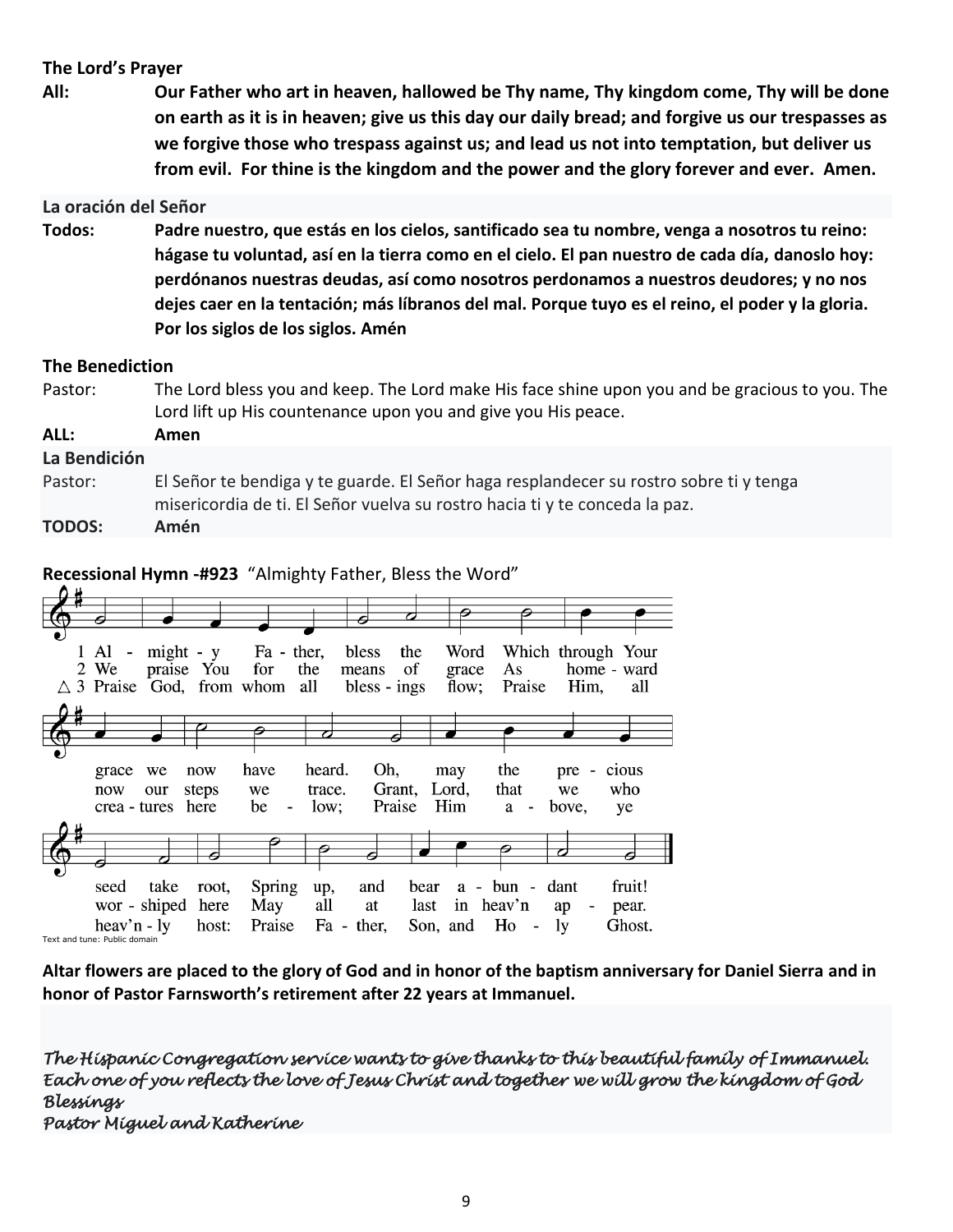**The Lord's Prayer**

**All:** **Our Father who art in heaven, hallowed be Thy name, Thy kingdom come, Thy will be done on earth as it is in heaven; give us this day our daily bread; and forgive us our trespasses as we forgive those who trespass against us; and lead us not into temptation, but deliver us from evil. For thine is the kingdom and the power and the glory forever and ever. Amen.**

**La oración del Señor**

**Todos:** **Padre nuestro, que estás en los cielos, santificado sea tu nombre, venga a nosotros tu reino: hágase tu voluntad, así en la tierra como en el cielo. El pan nuestro de cada día, danoslo hoy: perdónanos nuestras deudas, así como nosotros perdonamos a nuestros deudores; y no nos dejes caer en la tentación; más líbranos del mal. Porque tuyo es el reino, el poder y la gloria. Por los siglos de los siglos. Amén**

**The Benediction**

Pastor: The Lord bless you and keep. The Lord make His face shine upon you and be gracious to you. The Lord lift up His countenance upon you and give you His peace.

**ALL:** **Amen**

**La Bendición**

Pastor: El Señor te bendiga y te guarde. El Señor haga resplandecer su rostro sobre ti y tenga misericordia de ti. El Señor vuelva su rostro hacia ti y te conceda la paz.

**TODOS:** **Amén**

**Recessional Hymn -#923** "Almighty Father, Bless the Word"

1 Almighty Father, bless the Word Which through Your grace we now have heard. Oh, may the precious seed take root, Spring up, and bear abundant fruit!

2 We praise You for the means of grace As homeward now our steps we trace. Grant, Lord, that we who worshiped here May all at last in heav'n appear.

△ 3 Praise God, from whom all blessings flow; Praise Him, all creatures here below; Praise Him above, ye heav'nly host: Praise Father, Son, and Holy Ghost.

Text and tune: Public domain

**Altar flowers are placed to the glory of God and in honor of the baptism anniversary for Daniel Sierra and in honor of Pastor Farnsworth's retirement after 22 years at Immanuel.**

*The Hispanic Congregation service wants to give thanks to this beautiful family of Immanuel. Each one of you reflects the love of Jesus Christ and together we will grow the kingdom of God*
*Blessings*
*Pastor Miguel and Katherine*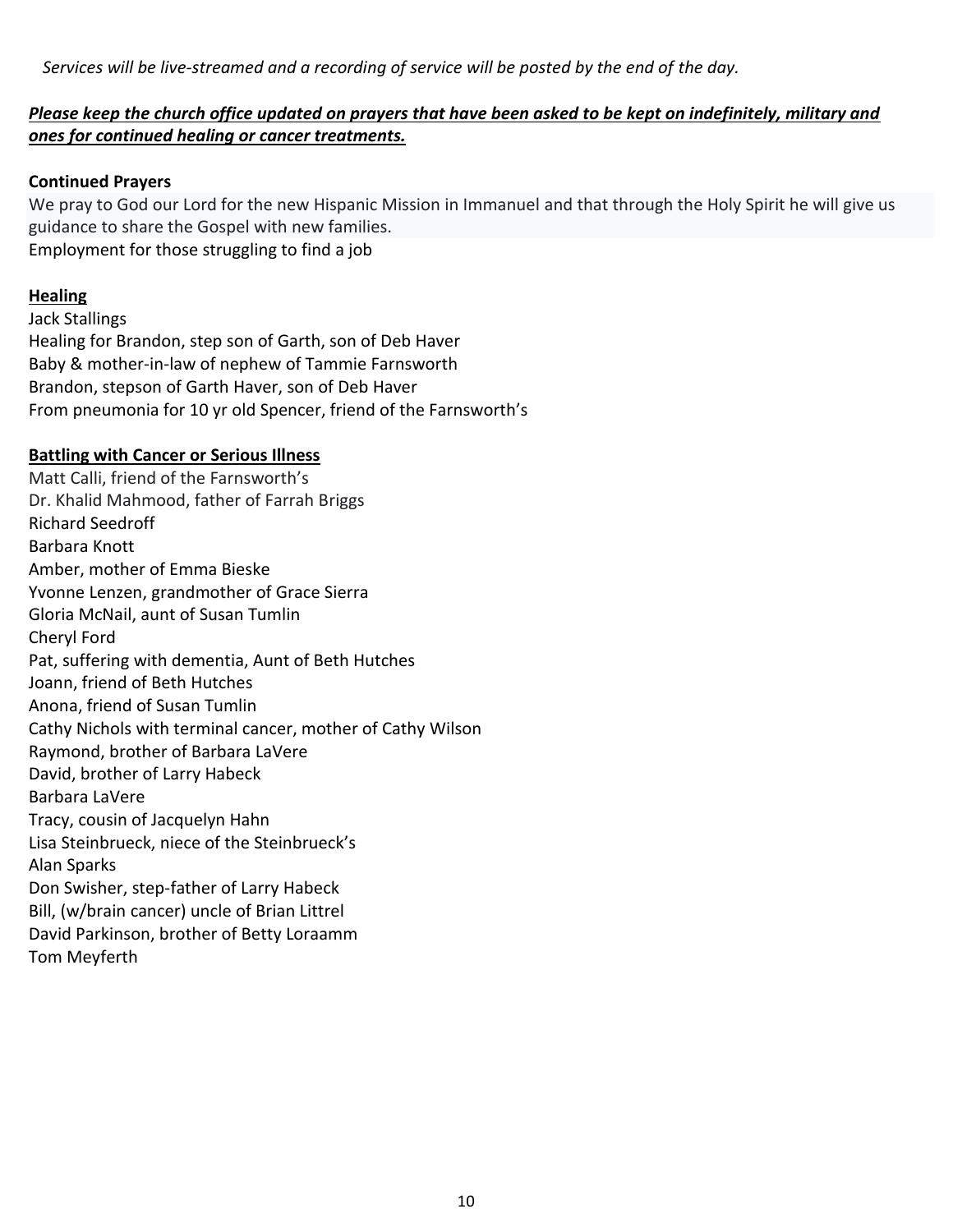*Services will be live-streamed and a recording of service will be posted by the end of the day.*

***<u>Please keep the church office updated on prayers that have been asked to be kept on indefinitely, military and ones for continued healing or cancer treatments.</u>***

**Continued Prayers**

We pray to God our Lord for the new Hispanic Mission in Immanuel and that through the Holy Spirit he will give us guidance to share the Gospel with new families.
Employment for those struggling to find a job

**<u>Healing</u>**

Jack Stallings
Healing for Brandon, step son of Garth, son of Deb Haver
Baby & mother-in-law of nephew of Tammie Farnsworth
Brandon, stepson of Garth Haver, son of Deb Haver
From pneumonia for 10 yr old Spencer, friend of the Farnsworth's

**<u>Battling with Cancer or Serious Illness</u>**

Matt Calli, friend of the Farnsworth's
Dr. Khalid Mahmood, father of Farrah Briggs
Richard Seedroff
Barbara Knott
Amber, mother of Emma Bieske
Yvonne Lenzen, grandmother of Grace Sierra
Gloria McNail, aunt of Susan Tumlin
Cheryl Ford
Pat, suffering with dementia, Aunt of Beth Hutches
Joann, friend of Beth Hutches
Anona, friend of Susan Tumlin
Cathy Nichols with terminal cancer, mother of Cathy Wilson
Raymond, brother of Barbara LaVere
David, brother of Larry Habeck
Barbara LaVere
Tracy, cousin of Jacquelyn Hahn
Lisa Steinbrueck, niece of the Steinbrueck's
Alan Sparks
Don Swisher, step-father of Larry Habeck
Bill, (w/brain cancer) uncle of Brian Littrel
David Parkinson, brother of Betty Loraamm
Tom Meyferth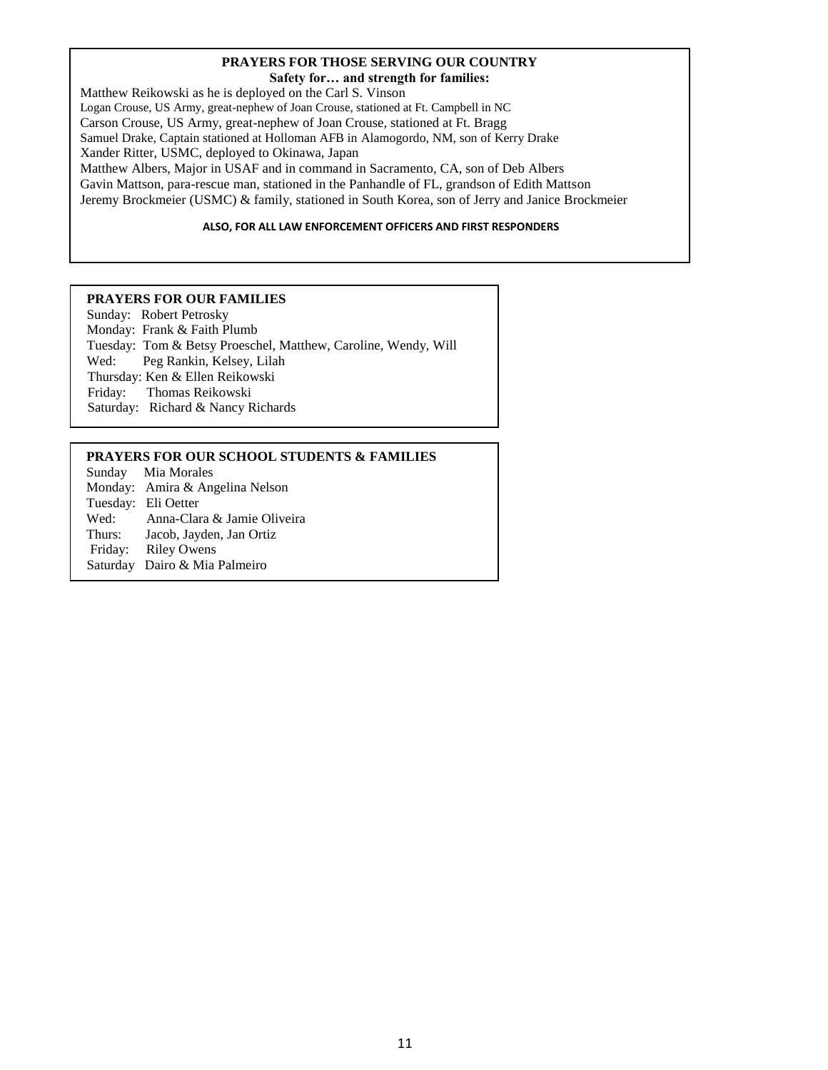## PRAYERS FOR THOSE SERVING OUR COUNTRY

**Safety for… and strength for families:**

Matthew Reikowski as he is deployed on the Carl S. Vinson
Logan Crouse, US Army, great-nephew of Joan Crouse, stationed at Ft. Campbell in NC
Carson Crouse, US Army, great-nephew of Joan Crouse, stationed at Ft. Bragg
Samuel Drake, Captain stationed at Holloman AFB in Alamogordo, NM, son of Kerry Drake
Xander Ritter, USMC, deployed to Okinawa, Japan
Matthew Albers, Major in USAF and in command in Sacramento, CA, son of Deb Albers
Gavin Mattson, para-rescue man, stationed in the Panhandle of FL, grandson of Edith Mattson
Jeremy Brockmeier (USMC) & family, stationed in South Korea, son of Jerry and Janice Brockmeier

**ALSO, FOR ALL LAW ENFORCEMENT OFFICERS AND FIRST RESPONDERS**

## PRAYERS FOR OUR FAMILIES

Sunday: Robert Petrosky
Monday: Frank & Faith Plumb
Tuesday: Tom & Betsy Proeschel, Matthew, Caroline, Wendy, Will
Wed: Peg Rankin, Kelsey, Lilah
Thursday: Ken & Ellen Reikowski
Friday: Thomas Reikowski
Saturday: Richard & Nancy Richards

## PRAYERS FOR OUR SCHOOL STUDENTS & FAMILIES

Sunday Mia Morales
Monday: Amira & Angelina Nelson
Tuesday: Eli Oetter
Wed: Anna-Clara & Jamie Oliveira
Thurs: Jacob, Jayden, Jan Ortiz
Friday: Riley Owens
Saturday Dairo & Mia Palmeiro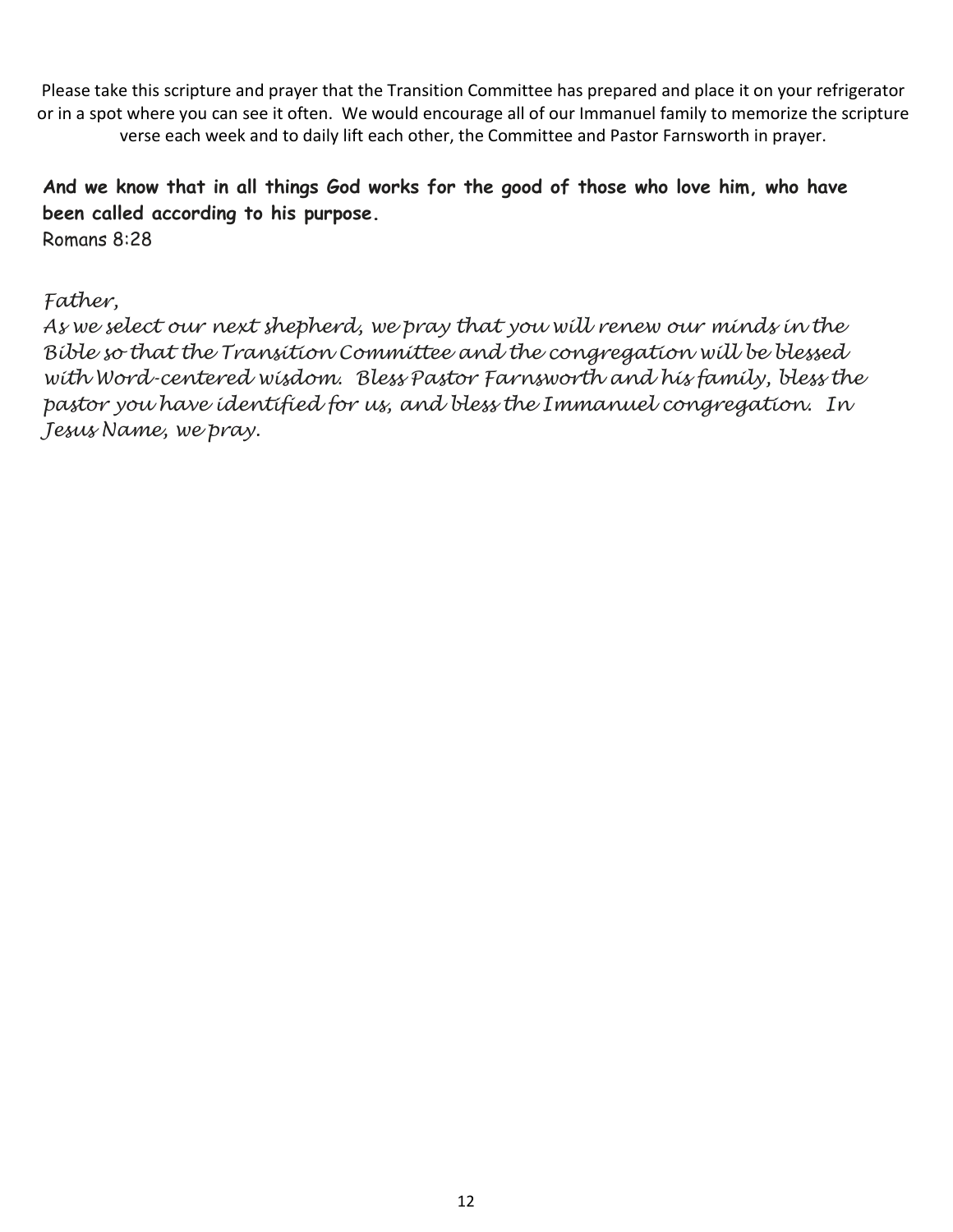Please take this scripture and prayer that the Transition Committee has prepared and place it on your refrigerator or in a spot where you can see it often. We would encourage all of our Immanuel family to memorize the scripture verse each week and to daily lift each other, the Committee and Pastor Farnsworth in prayer.

**And we know that in all things God works for the good of those who love him, who have been called according to his purpose.**
Romans 8:28

*Father,*
*As we select our next shepherd, we pray that you will renew our minds in the Bible so that the Transition Committee and the congregation will be blessed with Word-centered wisdom. Bless Pastor Farnsworth and his family, bless the pastor you have identified for us, and bless the Immanuel congregation. In Jesus Name, we pray.*